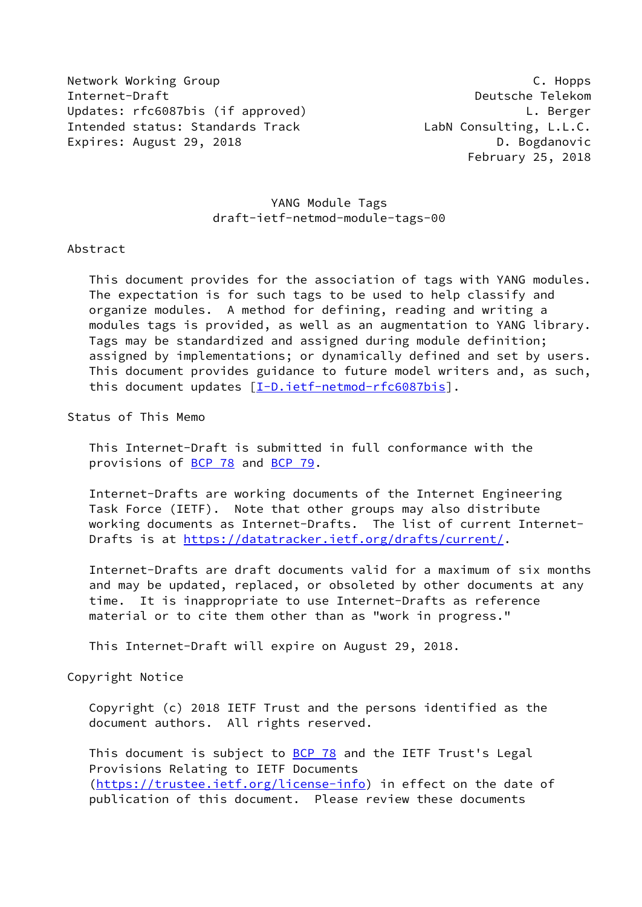Network Working Group C. Hopps
Internet-Draft Deutsche Telekom
Updates: rfc6087bis (if approved) L. Berger
Intended status: Standards Track LabN Consulting, L.L.C.
Expires: August 29, 2018 D. Bogdanovic
February 25, 2018

# YANG Module Tags
draft-ietf-netmod-module-tags-00

## Abstract

This document provides for the association of tags with YANG modules. The expectation is for such tags to be used to help classify and organize modules. A method for defining, reading and writing a modules tags is provided, as well as an augmentation to YANG library. Tags may be standardized and assigned during module definition; assigned by implementations; or dynamically defined and set by users. This document provides guidance to future model writers and, as such, this document updates [I-D.ietf-netmod-rfc6087bis].

## Status of This Memo

This Internet-Draft is submitted in full conformance with the provisions of BCP 78 and BCP 79.

Internet-Drafts are working documents of the Internet Engineering Task Force (IETF). Note that other groups may also distribute working documents as Internet-Drafts. The list of current Internet-Drafts is at https://datatracker.ietf.org/drafts/current/.

Internet-Drafts are draft documents valid for a maximum of six months and may be updated, replaced, or obsoleted by other documents at any time. It is inappropriate to use Internet-Drafts as reference material or to cite them other than as "work in progress."

This Internet-Draft will expire on August 29, 2018.

## Copyright Notice

Copyright (c) 2018 IETF Trust and the persons identified as the document authors. All rights reserved.

This document is subject to BCP 78 and the IETF Trust's Legal Provisions Relating to IETF Documents (https://trustee.ietf.org/license-info) in effect on the date of publication of this document. Please review these documents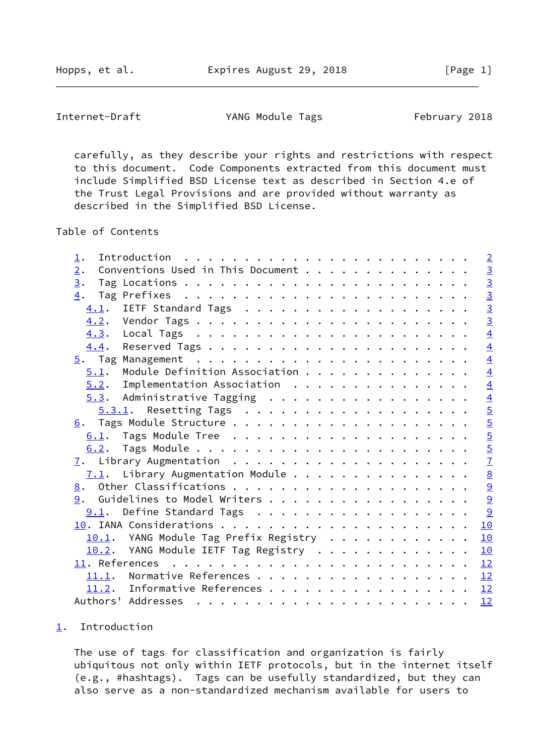carefully, as they describe your rights and restrictions with respect to this document. Code Components extracted from this document must include Simplified BSD License text as described in Section 4.e of the Trust Legal Provisions and are provided without warranty as described in the Simplified BSD License.

Table of Contents

- 1. Introduction . . . . . . . . . . . . . . . . . . . . . . . . 2
- 2. Conventions Used in This Document . . . . . . . . . . . . . . 3
- 3. Tag Locations . . . . . . . . . . . . . . . . . . . . . . . . 3
- 4. Tag Prefixes . . . . . . . . . . . . . . . . . . . . . . . . 3
  - 4.1. IETF Standard Tags . . . . . . . . . . . . . . . . . . . . 3
  - 4.2. Vendor Tags . . . . . . . . . . . . . . . . . . . . . . . 3
  - 4.3. Local Tags . . . . . . . . . . . . . . . . . . . . . . . . 4
  - 4.4. Reserved Tags . . . . . . . . . . . . . . . . . . . . . . 4
- 5. Tag Management . . . . . . . . . . . . . . . . . . . . . . . 4
  - 5.1. Module Definition Association . . . . . . . . . . . . . . 4
  - 5.2. Implementation Association . . . . . . . . . . . . . . . 4
  - 5.3. Administrative Tagging . . . . . . . . . . . . . . . . . 4
    - 5.3.1. Resetting Tags . . . . . . . . . . . . . . . . . . . 5
- 6. Tags Module Structure . . . . . . . . . . . . . . . . . . . . 5
  - 6.1. Tags Module Tree . . . . . . . . . . . . . . . . . . . . 5
  - 6.2. Tags Module . . . . . . . . . . . . . . . . . . . . . . . 5
- 7. Library Augmentation . . . . . . . . . . . . . . . . . . . . 7
  - 7.1. Library Augmentation Module . . . . . . . . . . . . . . . 8
- 8. Other Classifications . . . . . . . . . . . . . . . . . . . . 9
- 9. Guidelines to Model Writers . . . . . . . . . . . . . . . . . 9
  - 9.1. Define Standard Tags . . . . . . . . . . . . . . . . . . 9
- 10. IANA Considerations . . . . . . . . . . . . . . . . . . . . . 10
  - 10.1. YANG Module Tag Prefix Registry . . . . . . . . . . . . 10
  - 10.2. YANG Module IETF Tag Registry . . . . . . . . . . . . . 10
- 11. References . . . . . . . . . . . . . . . . . . . . . . . . . 12
  - 11.1. Normative References . . . . . . . . . . . . . . . . . . 12
  - 11.2. Informative References . . . . . . . . . . . . . . . . . 12
- Authors' Addresses . . . . . . . . . . . . . . . . . . . . . . . 12

## 1. Introduction

The use of tags for classification and organization is fairly ubiquitous not only within IETF protocols, but in the internet itself (e.g., #hashtags). Tags can be usefully standardized, but they can also serve as a non-standardized mechanism available for users to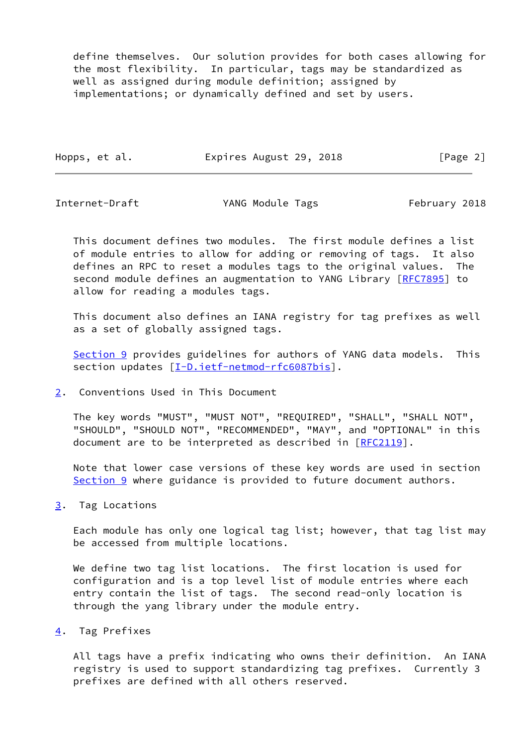define themselves. Our solution provides for both cases allowing for the most flexibility. In particular, tags may be standardized as well as assigned during module definition; assigned by implementations; or dynamically defined and set by users.

This document defines two modules. The first module defines a list of module entries to allow for adding or removing of tags. It also defines an RPC to reset a modules tags to the original values. The second module defines an augmentation to YANG Library [RFC7895] to allow for reading a modules tags.

This document also defines an IANA registry for tag prefixes as well as a set of globally assigned tags.

Section 9 provides guidelines for authors of YANG data models. This section updates [I-D.ietf-netmod-rfc6087bis].

## 2. Conventions Used in This Document

The key words "MUST", "MUST NOT", "REQUIRED", "SHALL", "SHALL NOT", "SHOULD", "SHOULD NOT", "RECOMMENDED", "MAY", and "OPTIONAL" in this document are to be interpreted as described in [RFC2119].

Note that lower case versions of these key words are used in section Section 9 where guidance is provided to future document authors.

## 3. Tag Locations

Each module has only one logical tag list; however, that tag list may be accessed from multiple locations.

We define two tag list locations. The first location is used for configuration and is a top level list of module entries where each entry contain the list of tags. The second read-only location is through the yang library under the module entry.

## 4. Tag Prefixes

All tags have a prefix indicating who owns their definition. An IANA registry is used to support standardizing tag prefixes. Currently 3 prefixes are defined with all others reserved.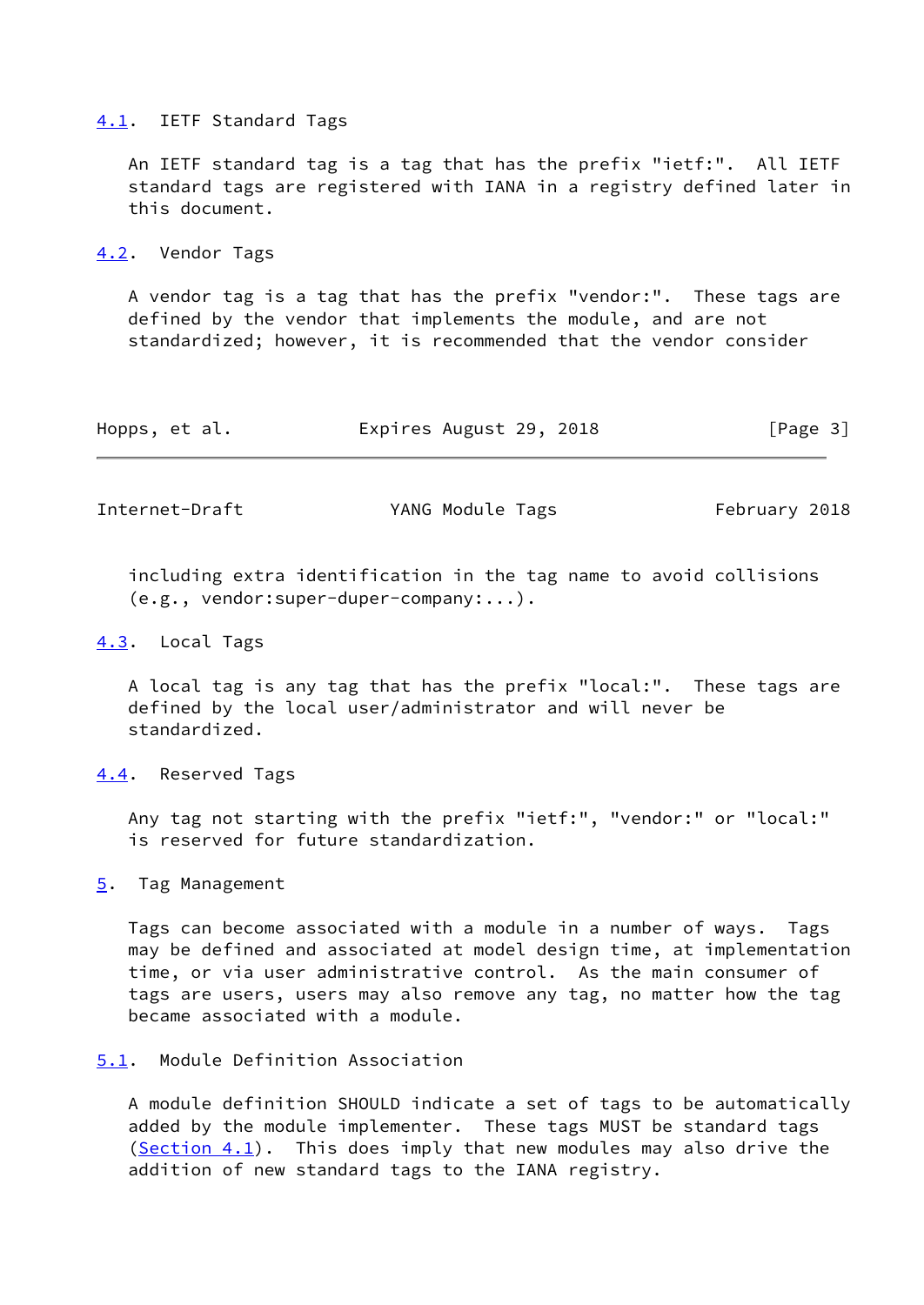### 4.1. IETF Standard Tags

An IETF standard tag is a tag that has the prefix "ietf:". All IETF standard tags are registered with IANA in a registry defined later in this document.

### 4.2. Vendor Tags

A vendor tag is a tag that has the prefix "vendor:". These tags are defined by the vendor that implements the module, and are not standardized; however, it is recommended that the vendor consider including extra identification in the tag name to avoid collisions (e.g., vendor:super-duper-company:...).

### 4.3. Local Tags

A local tag is any tag that has the prefix "local:". These tags are defined by the local user/administrator and will never be standardized.

### 4.4. Reserved Tags

Any tag not starting with the prefix "ietf:", "vendor:" or "local:" is reserved for future standardization.

## 5. Tag Management

Tags can become associated with a module in a number of ways. Tags may be defined and associated at model design time, at implementation time, or via user administrative control. As the main consumer of tags are users, users may also remove any tag, no matter how the tag became associated with a module.

### 5.1. Module Definition Association

A module definition SHOULD indicate a set of tags to be automatically added by the module implementer. These tags MUST be standard tags (Section 4.1). This does imply that new modules may also drive the addition of new standard tags to the IANA registry.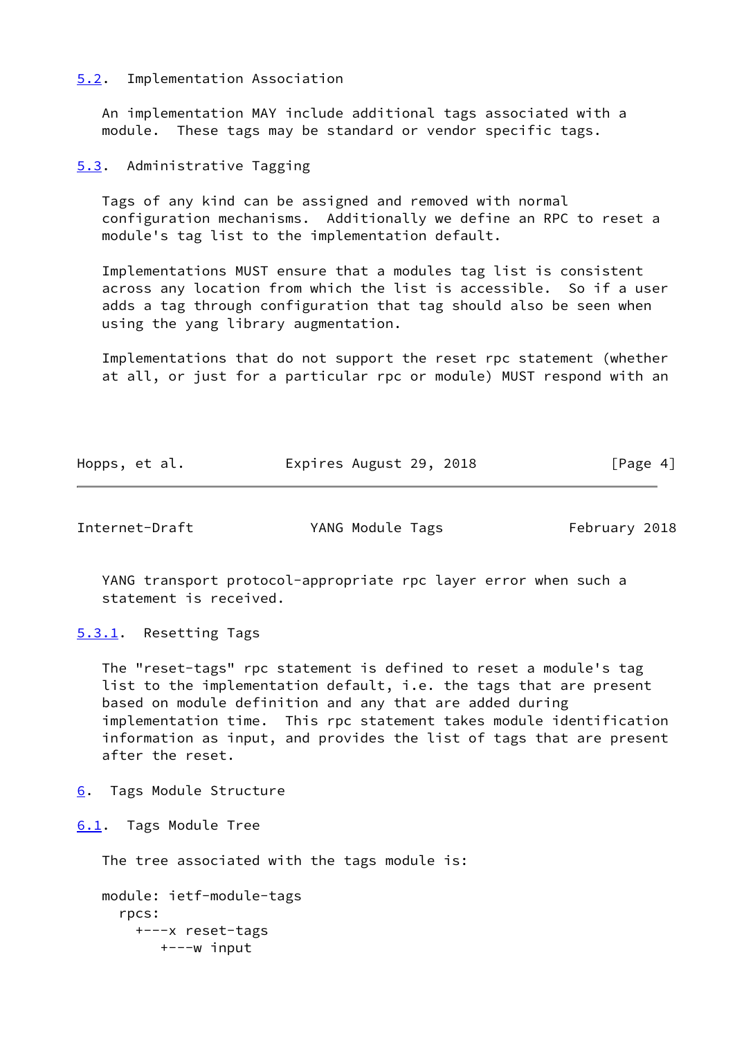### 5.2. Implementation Association

An implementation MAY include additional tags associated with a module. These tags may be standard or vendor specific tags.

### 5.3. Administrative Tagging

Tags of any kind can be assigned and removed with normal configuration mechanisms. Additionally we define an RPC to reset a module's tag list to the implementation default.

Implementations MUST ensure that a modules tag list is consistent across any location from which the list is accessible. So if a user adds a tag through configuration that tag should also be seen when using the yang library augmentation.

Implementations that do not support the reset rpc statement (whether at all, or just for a particular rpc or module) MUST respond with an YANG transport protocol-appropriate rpc layer error when such a statement is received.

#### 5.3.1. Resetting Tags

The "reset-tags" rpc statement is defined to reset a module's tag list to the implementation default, i.e. the tags that are present based on module definition and any that are added during implementation time. This rpc statement takes module identification information as input, and provides the list of tags that are present after the reset.

## 6. Tags Module Structure

### 6.1. Tags Module Tree

The tree associated with the tags module is:

```
module: ietf-module-tags
  rpcs:
    +---x reset-tags
       +---w input
```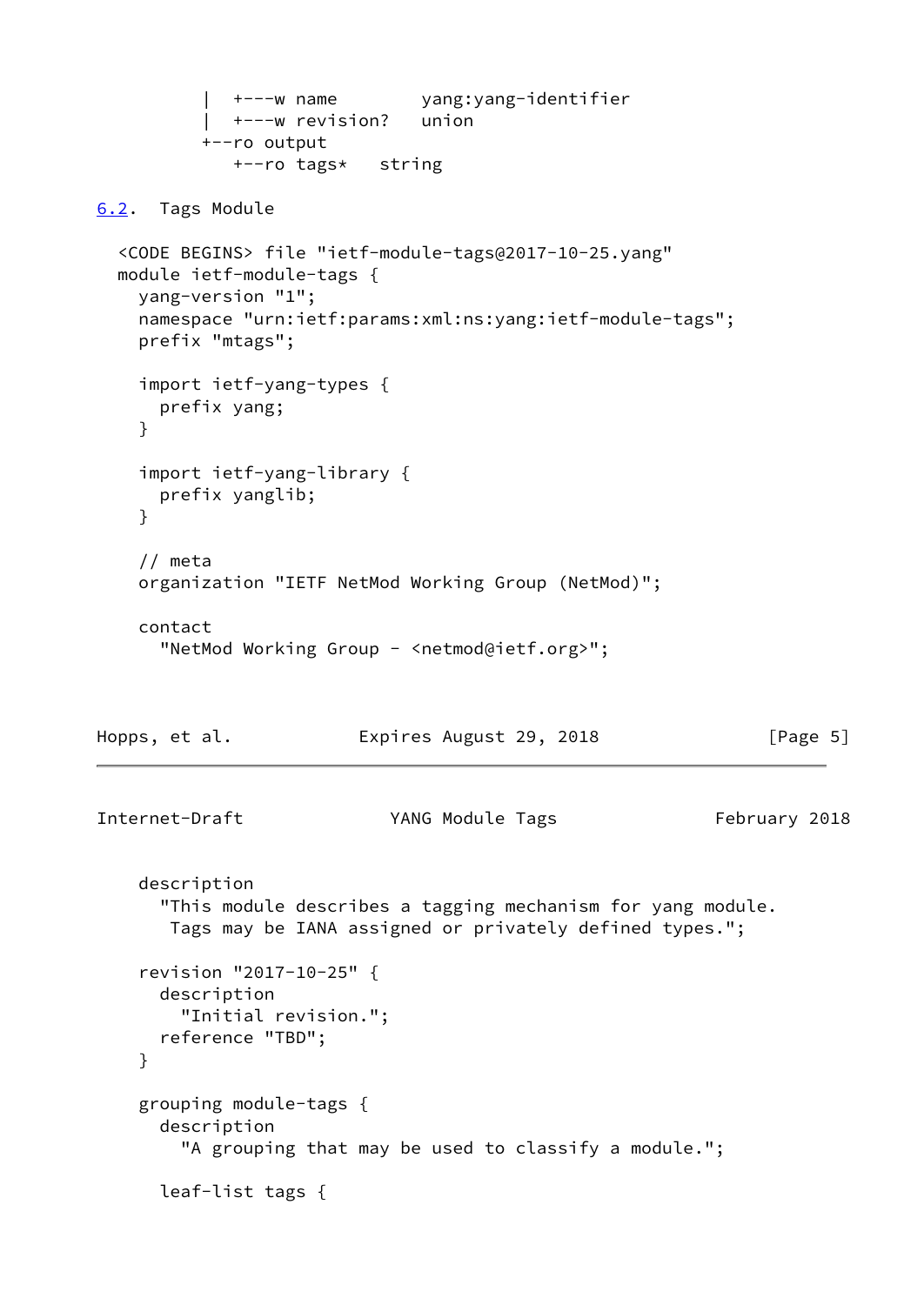```
          |  +---w name        yang:yang-identifier
          |  +---w revision?   union
          +--ro output
             +--ro tags*   string
```

## 6.2. Tags Module

```
<CODE BEGINS> file "ietf-module-tags@2017-10-25.yang"
module ietf-module-tags {
  yang-version "1";
  namespace "urn:ietf:params:xml:ns:yang:ietf-module-tags";
  prefix "mtags";

  import ietf-yang-types {
    prefix yang;
  }

  import ietf-yang-library {
    prefix yanglib;
  }

  // meta
  organization "IETF NetMod Working Group (NetMod)";

  contact
    "NetMod Working Group - <netmod@ietf.org>";

  description
    "This module describes a tagging mechanism for yang module.
     Tags may be IANA assigned or privately defined types.";

  revision "2017-10-25" {
    description
      "Initial revision.";
    reference "TBD";
  }

  grouping module-tags {
    description
      "A grouping that may be used to classify a module.";

    leaf-list tags {
```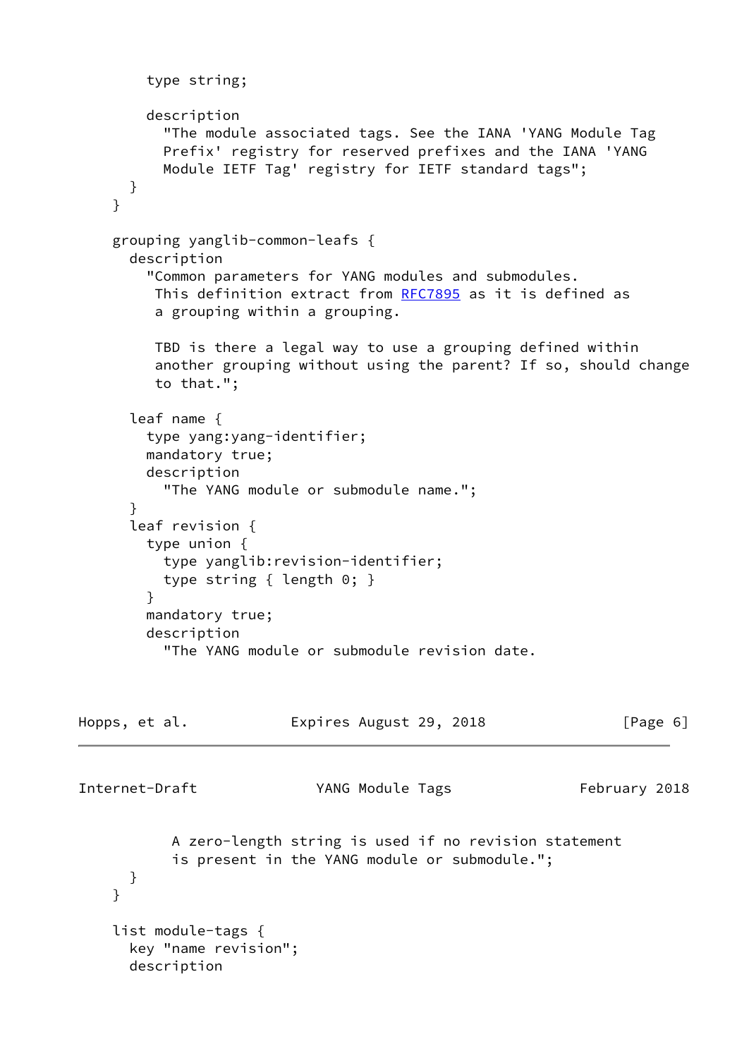```
        type string;

        description
          "The module associated tags. See the IANA 'YANG Module Tag
          Prefix' registry for reserved prefixes and the IANA 'YANG
          Module IETF Tag' registry for IETF standard tags";
      }
    }

    grouping yanglib-common-leafs {
      description
        "Common parameters for YANG modules and submodules.
         This definition extract from RFC7895 as it is defined as
         a grouping within a grouping.

         TBD is there a legal way to use a grouping defined within
         another grouping without using the parent? If so, should change
         to that.";

      leaf name {
        type yang:yang-identifier;
        mandatory true;
        description
          "The YANG module or submodule name.";
      }
      leaf revision {
        type union {
          type yanglib:revision-identifier;
          type string { length 0; }
        }
        mandatory true;
        description
          "The YANG module or submodule revision date.

           A zero-length string is used if no revision statement
           is present in the YANG module or submodule.";
      }
    }

    list module-tags {
      key "name revision";
      description
```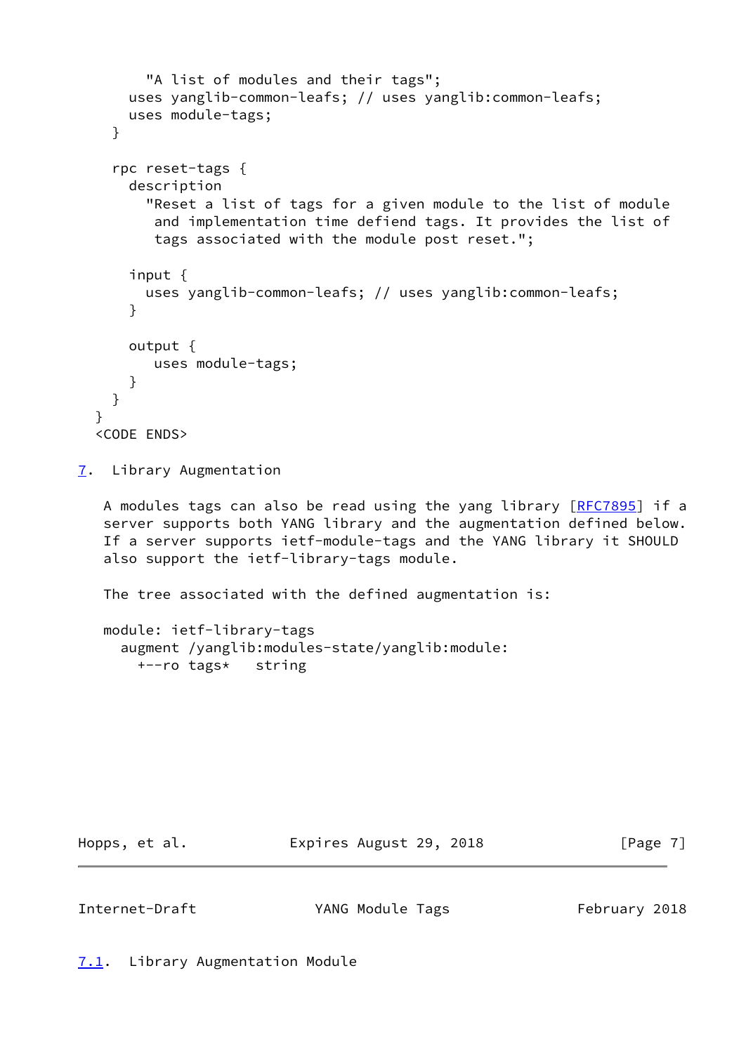```
        "A list of modules and their tags";
      uses yanglib-common-leafs; // uses yanglib:common-leafs;
      uses module-tags;
    }

    rpc reset-tags {
      description
        "Reset a list of tags for a given module to the list of module
         and implementation time defiend tags. It provides the list of
         tags associated with the module post reset.";

      input {
        uses yanglib-common-leafs; // uses yanglib:common-leafs;
      }

      output {
         uses module-tags;
      }
    }
  }
  <CODE ENDS>
```

## 7. Library Augmentation

A modules tags can also be read using the yang library [RFC7895] if a server supports both YANG library and the augmentation defined below. If a server supports ietf-module-tags and the YANG library it SHOULD also support the ietf-library-tags module.

The tree associated with the defined augmentation is:

```
module: ietf-library-tags
  augment /yanglib:modules-state/yanglib:module:
    +--ro tags*   string
```

### 7.1. Library Augmentation Module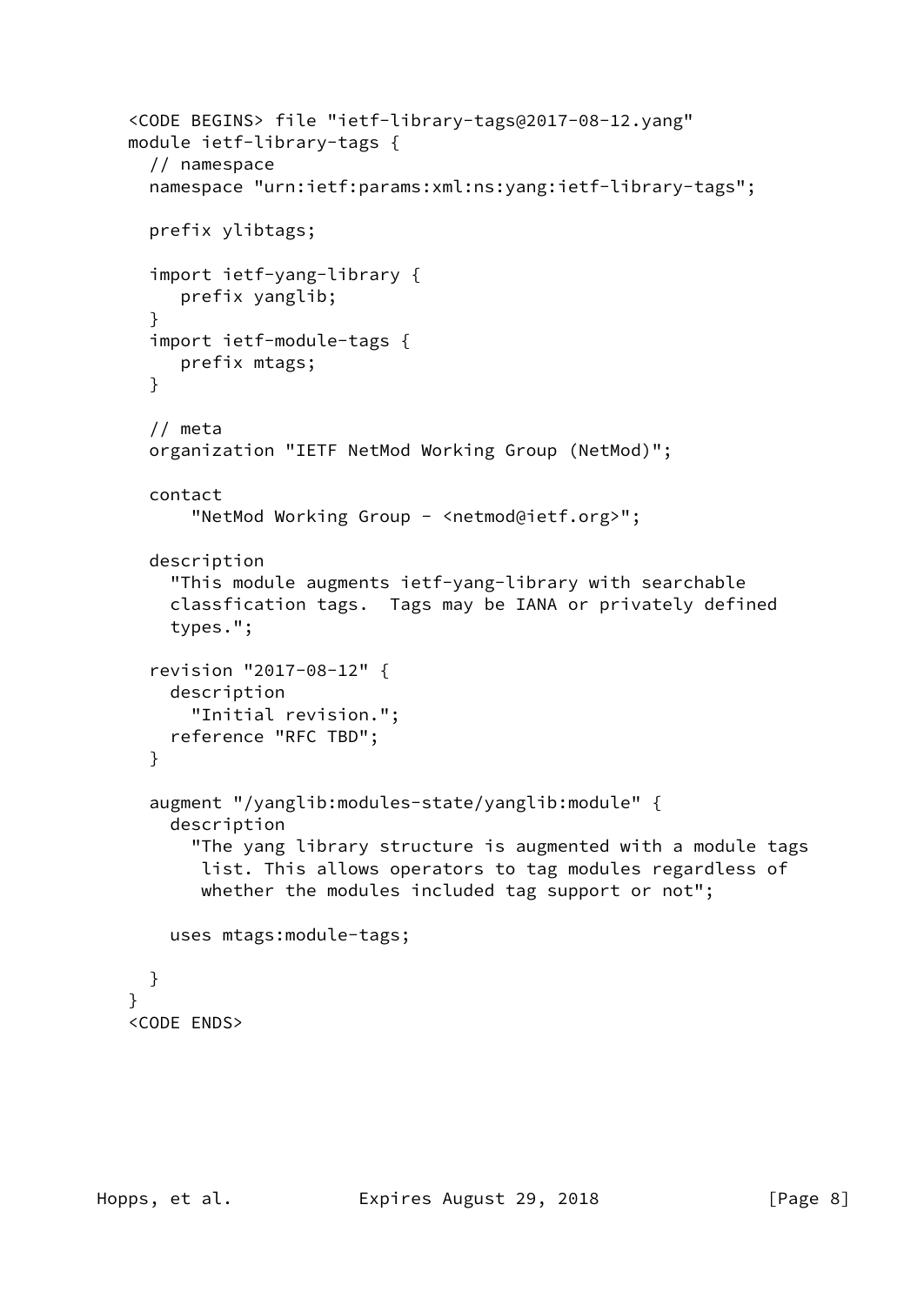```
<CODE BEGINS> file "ietf-library-tags@2017-08-12.yang"
module ietf-library-tags {
  // namespace
  namespace "urn:ietf:params:xml:ns:yang:ietf-library-tags";

  prefix ylibtags;

  import ietf-yang-library {
     prefix yanglib;
  }
  import ietf-module-tags {
     prefix mtags;
  }

  // meta
  organization "IETF NetMod Working Group (NetMod)";

  contact
      "NetMod Working Group - <netmod@ietf.org>";

  description
    "This module augments ietf-yang-library with searchable
    classfication tags.  Tags may be IANA or privately defined
    types.";

  revision "2017-08-12" {
    description
      "Initial revision.";
    reference "RFC TBD";
  }

  augment "/yanglib:modules-state/yanglib:module" {
    description
      "The yang library structure is augmented with a module tags
       list. This allows operators to tag modules regardless of
       whether the modules included tag support or not";

    uses mtags:module-tags;

  }
}
<CODE ENDS>
```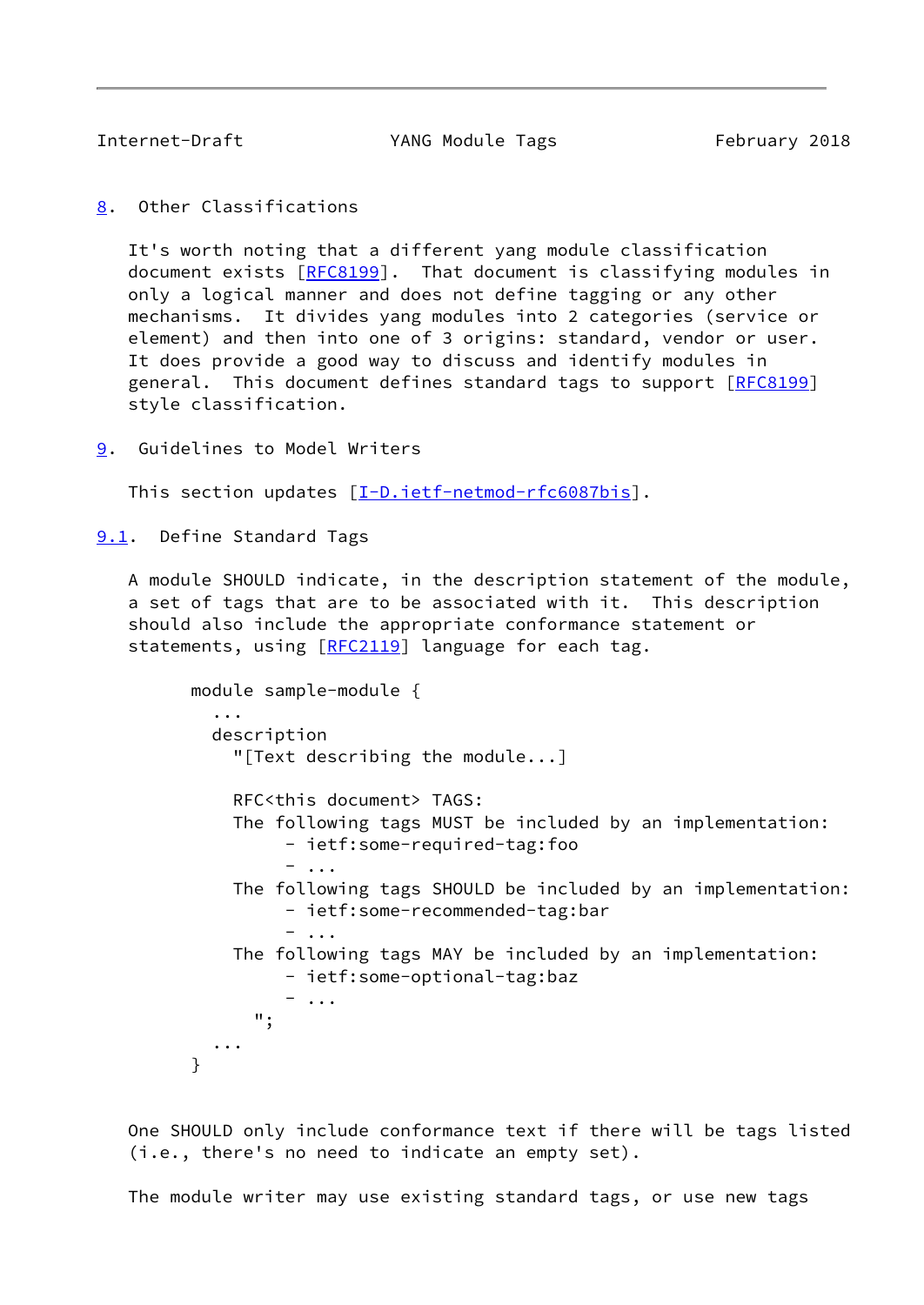## 8. Other Classifications

It's worth noting that a different yang module classification document exists [RFC8199]. That document is classifying modules in only a logical manner and does not define tagging or any other mechanisms. It divides yang modules into 2 categories (service or element) and then into one of 3 origins: standard, vendor or user. It does provide a good way to discuss and identify modules in general. This document defines standard tags to support [RFC8199] style classification.

## 9. Guidelines to Model Writers

This section updates [I-D.ietf-netmod-rfc6087bis].

### 9.1. Define Standard Tags

A module SHOULD indicate, in the description statement of the module, a set of tags that are to be associated with it. This description should also include the appropriate conformance statement or statements, using [RFC2119] language for each tag.

```
     module sample-module {
       ...
       description
         "[Text describing the module...]

         RFC<this document> TAGS:
         The following tags MUST be included by an implementation:
              - ietf:some-required-tag:foo
              - ...
         The following tags SHOULD be included by an implementation:
              - ietf:some-recommended-tag:bar
              - ...
         The following tags MAY be included by an implementation:
              - ietf:some-optional-tag:baz
              - ...
           ";
       ...
     }
```

One SHOULD only include conformance text if there will be tags listed (i.e., there's no need to indicate an empty set).

The module writer may use existing standard tags, or use new tags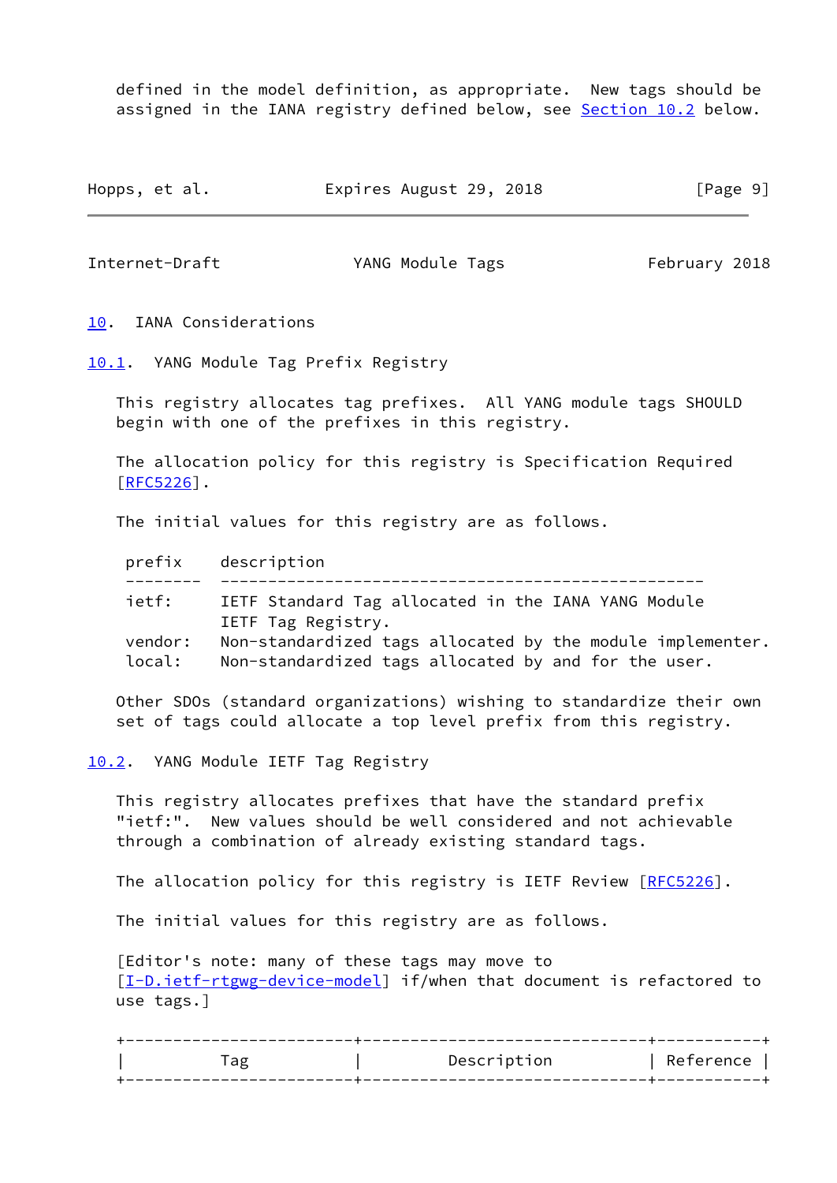defined in the model definition, as appropriate. New tags should be assigned in the IANA registry defined below, see Section 10.2 below.

## 10. IANA Considerations

### 10.1. YANG Module Tag Prefix Registry

This registry allocates tag prefixes. All YANG module tags SHOULD begin with one of the prefixes in this registry.

The allocation policy for this registry is Specification Required [RFC5226].

The initial values for this registry are as follows.

| prefix | description |
|---|---|
| ietf: | IETF Standard Tag allocated in the IANA YANG Module IETF Tag Registry. |
| vendor: | Non-standardized tags allocated by the module implementer. |
| local: | Non-standardized tags allocated by and for the user. |

Other SDOs (standard organizations) wishing to standardize their own set of tags could allocate a top level prefix from this registry.

### 10.2. YANG Module IETF Tag Registry

This registry allocates prefixes that have the standard prefix "ietf:". New values should be well considered and not achievable through a combination of already existing standard tags.

The allocation policy for this registry is IETF Review [RFC5226].

The initial values for this registry are as follows.

[Editor's note: many of these tags may move to [I-D.ietf-rtgwg-device-model] if/when that document is refactored to use tags.]

| Tag | Description | Reference |
|---|---|---|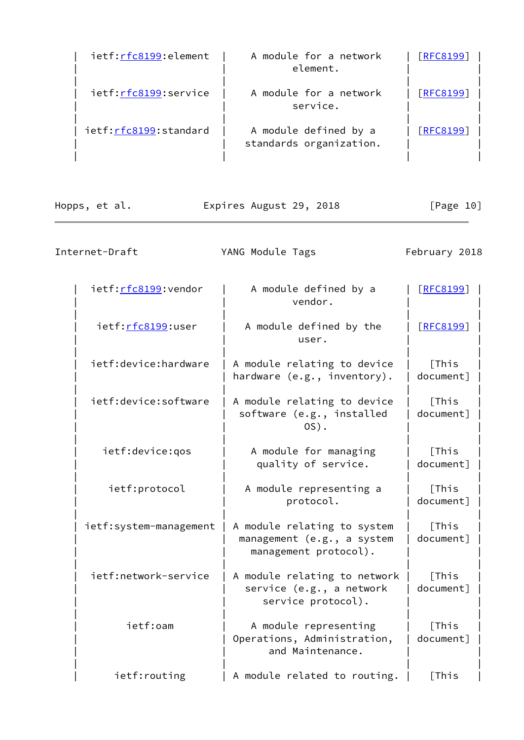| | | |
|---|---|---|
| ietf:rfc8199:element | A module for a network element. | [RFC8199] |
| ietf:rfc8199:service | A module for a network service. | [RFC8199] |
| ietf:rfc8199:standard | A module defined by a standards organization. | [RFC8199] |
| ietf:rfc8199:vendor | A module defined by a vendor. | [RFC8199] |
| ietf:rfc8199:user | A module defined by the user. | [RFC8199] |
| ietf:device:hardware | A module relating to device hardware (e.g., inventory). | [This document] |
| ietf:device:software | A module relating to device software (e.g., installed OS). | [This document] |
| ietf:device:qos | A module for managing quality of service. | [This document] |
| ietf:protocol | A module representing a protocol. | [This document] |
| ietf:system-management | A module relating to system management (e.g., a system management protocol). | [This document] |
| ietf:network-service | A module relating to network service (e.g., a network service protocol). | [This document] |
| ietf:oam | A module representing Operations, Administration, and Maintenance. | [This document] |
| ietf:routing | A module related to routing. | [This |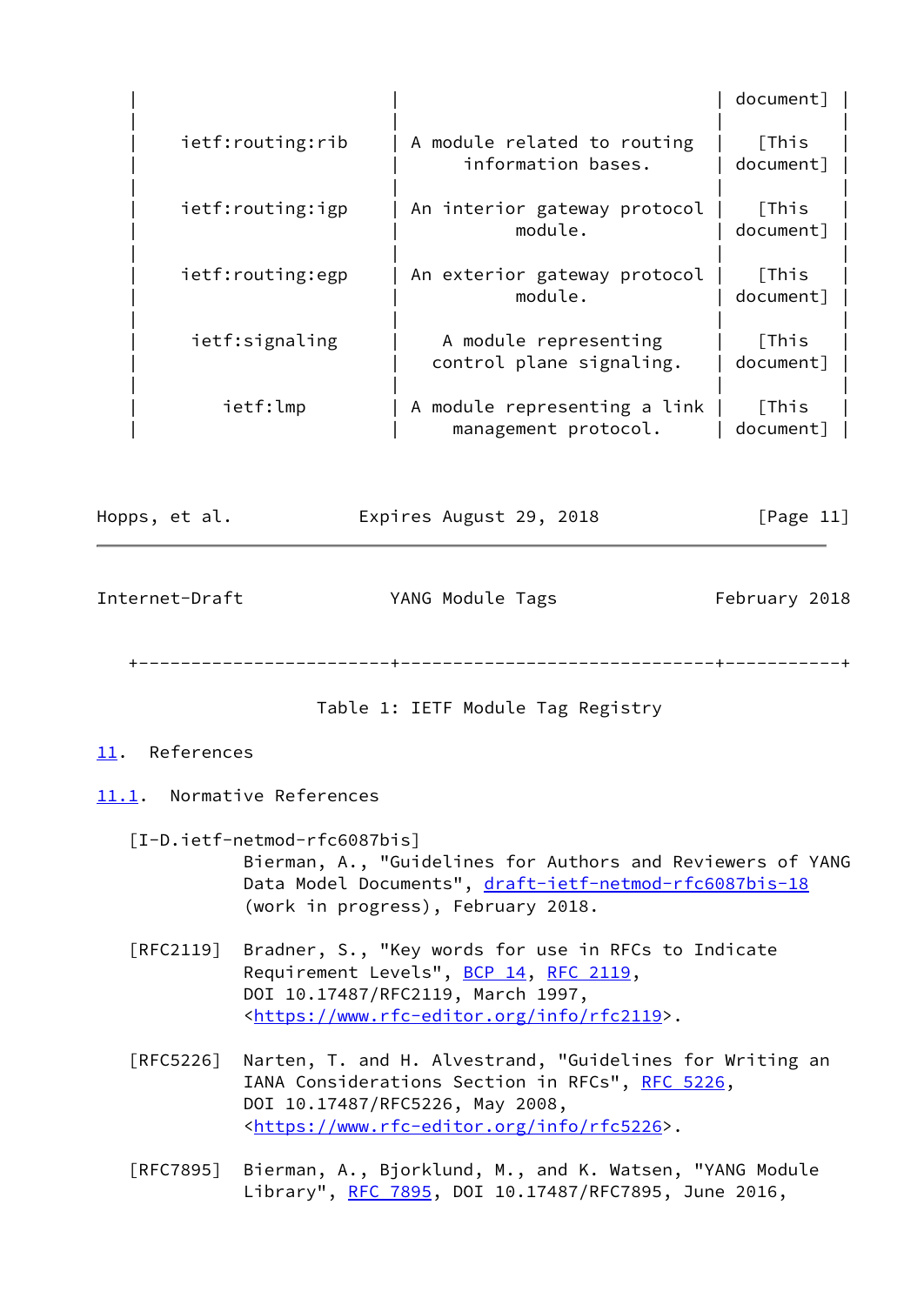| | | |
|---|---|---|
| | | document] |
| ietf:routing:rib | A module related to routing information bases. | [This document] |
| ietf:routing:igp | An interior gateway protocol module. | [This document] |
| ietf:routing:egp | An exterior gateway protocol module. | [This document] |
| ietf:signaling | A module representing control plane signaling. | [This document] |
| ietf:lmp | A module representing a link management protocol. | [This document] |

Table 1: IETF Module Tag Registry

## 11. References

### 11.1. Normative References

[I-D.ietf-netmod-rfc6087bis]
Bierman, A., "Guidelines for Authors and Reviewers of YANG Data Model Documents", draft-ietf-netmod-rfc6087bis-18 (work in progress), February 2018.

[RFC2119] Bradner, S., "Key words for use in RFCs to Indicate Requirement Levels", BCP 14, RFC 2119, DOI 10.17487/RFC2119, March 1997, <https://www.rfc-editor.org/info/rfc2119>.

[RFC5226] Narten, T. and H. Alvestrand, "Guidelines for Writing an IANA Considerations Section in RFCs", RFC 5226, DOI 10.17487/RFC5226, May 2008, <https://www.rfc-editor.org/info/rfc5226>.

[RFC7895] Bierman, A., Bjorklund, M., and K. Watsen, "YANG Module Library", RFC 7895, DOI 10.17487/RFC7895, June 2016,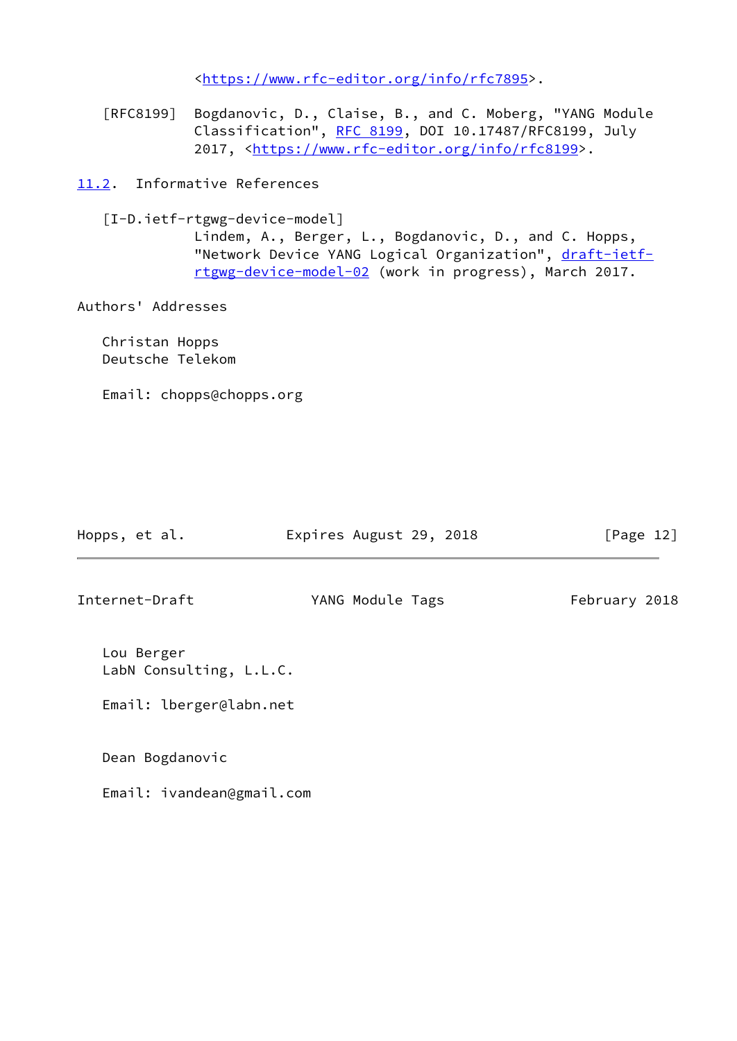<https://www.rfc-editor.org/info/rfc7895>.

[RFC8199] Bogdanovic, D., Claise, B., and C. Moberg, "YANG Module Classification", RFC 8199, DOI 10.17487/RFC8199, July 2017, <https://www.rfc-editor.org/info/rfc8199>.

## 11.2. Informative References

[I-D.ietf-rtgwg-device-model] Lindem, A., Berger, L., Bogdanovic, D., and C. Hopps, "Network Device YANG Logical Organization", draft-ietf-rtgwg-device-model-02 (work in progress), March 2017.

## Authors' Addresses

Christan Hopps
Deutsche Telekom

Email: chopps@chopps.org

Lou Berger
LabN Consulting, L.L.C.

Email: lberger@labn.net

Dean Bogdanovic

Email: ivandean@gmail.com